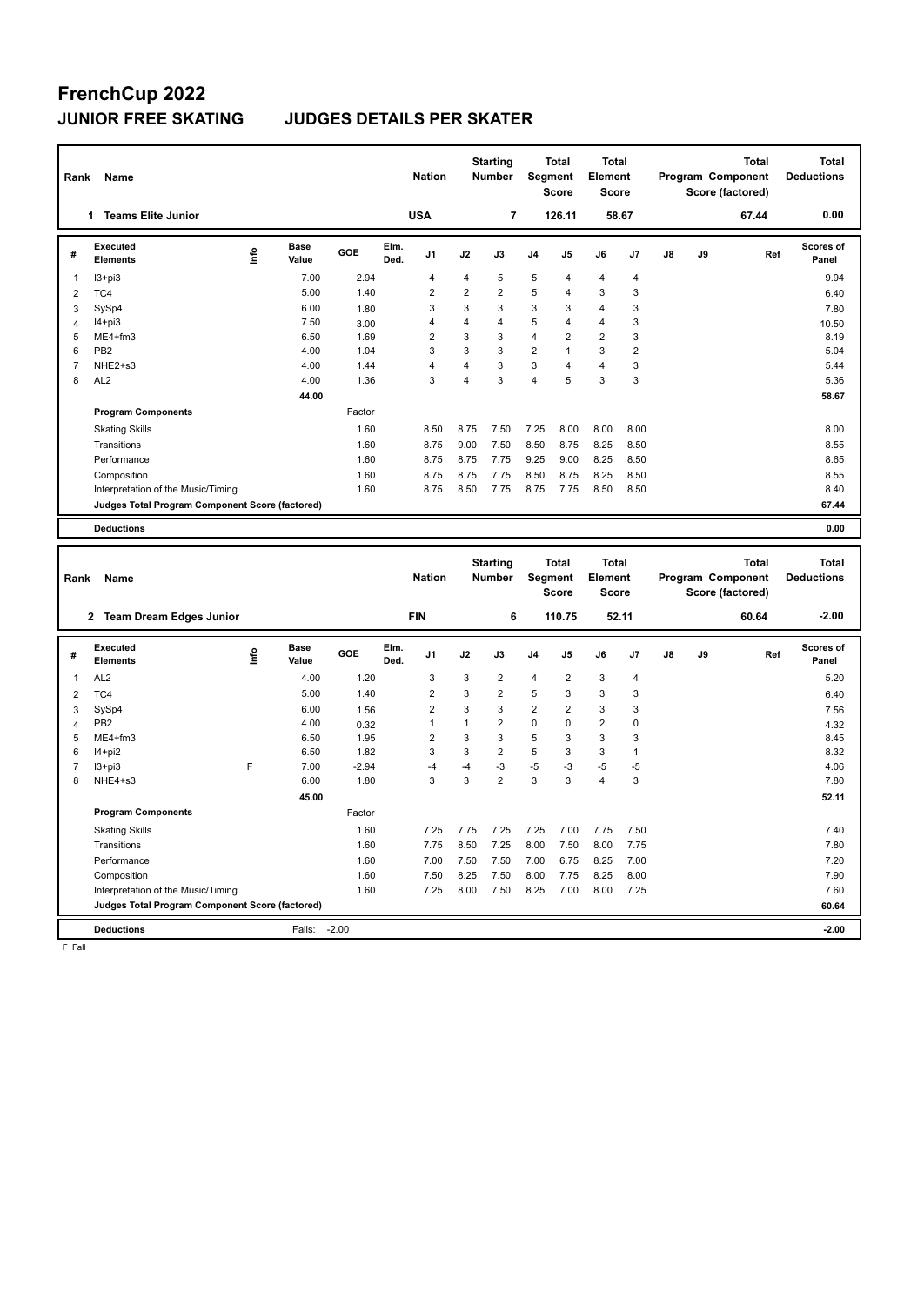# FrenchCup 2022

## JUNIOR FREE SKATING JUDGES DETAILS PER SKATER

| Rank | Name | Nation | Starting Number | Total Segment Score | Total Element Score | Total Program Component Score (factored) | Total Deductions |
|---|---|---|---|---|---|---|---|
| 1 | Teams Elite Junior | USA | 7 | 126.11 | 58.67 | 67.44 | 0.00 |

| # | Executed Elements | Info | Base Value | GOE | Elm. Ded. | J1 | J2 | J3 | J4 | J5 | J6 | J7 | J8 | J9 | Ref | Scores of Panel |
|---|---|---|---|---|---|---|---|---|---|---|---|---|---|---|---|---|
| 1 | I3+pi3 | | 7.00 | 2.94 | | 4 | 4 | 5 | 5 | 4 | 4 | 4 | | | | 9.94 |
| 2 | TC4 | | 5.00 | 1.40 | | 2 | 2 | 2 | 5 | 4 | 3 | 3 | | | | 6.40 |
| 3 | SySp4 | | 6.00 | 1.80 | | 3 | 3 | 3 | 3 | 3 | 4 | 3 | | | | 7.80 |
| 4 | I4+pi3 | | 7.50 | 3.00 | | 4 | 4 | 4 | 5 | 4 | 4 | 3 | | | | 10.50 |
| 5 | ME4+fm3 | | 6.50 | 1.69 | | 2 | 3 | 3 | 4 | 2 | 2 | 3 | | | | 8.19 |
| 6 | PB2 | | 4.00 | 1.04 | | 3 | 3 | 3 | 2 | 1 | 3 | 2 | | | | 5.04 |
| 7 | NHE2+s3 | | 4.00 | 1.44 | | 4 | 4 | 3 | 3 | 4 | 4 | 3 | | | | 5.44 |
| 8 | AL2 | | 4.00 | 1.36 | | 3 | 4 | 3 | 4 | 5 | 3 | 3 | | | | 5.36 |
| | | | 44.00 | | | | | | | | | | | | | 58.67 |

| Program Components | Factor | J1 | J2 | J3 | J4 | J5 | J6 | J7 | J8 | J9 | Scores of Panel |
|---|---|---|---|---|---|---|---|---|---|---|---|
| Skating Skills | 1.60 | 8.50 | 8.75 | 7.50 | 7.25 | 8.00 | 8.00 | 8.00 | | | 8.00 |
| Transitions | 1.60 | 8.75 | 9.00 | 7.50 | 8.50 | 8.75 | 8.25 | 8.50 | | | 8.55 |
| Performance | 1.60 | 8.75 | 8.75 | 7.75 | 9.25 | 9.00 | 8.25 | 8.50 | | | 8.65 |
| Composition | 1.60 | 8.75 | 8.75 | 7.75 | 8.50 | 8.75 | 8.25 | 8.50 | | | 8.55 |
| Interpretation of the Music/Timing | 1.60 | 8.75 | 8.50 | 7.75 | 8.75 | 7.75 | 8.50 | 8.50 | | | 8.40 |
| Judges Total Program Component Score (factored) | | | | | | | | | | | 67.44 |

| Deductions | | 0.00 |
|---|---|---|

| Rank | Name | Nation | Starting Number | Total Segment Score | Total Element Score | Total Program Component Score (factored) | Total Deductions |
|---|---|---|---|---|---|---|---|
| 2 | Team Dream Edges Junior | FIN | 6 | 110.75 | 52.11 | 60.64 | -2.00 |

| # | Executed Elements | Info | Base Value | GOE | Elm. Ded. | J1 | J2 | J3 | J4 | J5 | J6 | J7 | J8 | J9 | Ref | Scores of Panel |
|---|---|---|---|---|---|---|---|---|---|---|---|---|---|---|---|---|
| 1 | AL2 | | 4.00 | 1.20 | | 3 | 3 | 2 | 4 | 2 | 3 | 4 | | | | 5.20 |
| 2 | TC4 | | 5.00 | 1.40 | | 2 | 3 | 2 | 5 | 3 | 3 | 3 | | | | 6.40 |
| 3 | SySp4 | | 6.00 | 1.56 | | 2 | 3 | 3 | 2 | 2 | 3 | 3 | | | | 7.56 |
| 4 | PB2 | | 4.00 | 0.32 | | 1 | 1 | 2 | 0 | 0 | 2 | 0 | | | | 4.32 |
| 5 | ME4+fm3 | | 6.50 | 1.95 | | 2 | 3 | 3 | 5 | 3 | 3 | 3 | | | | 8.45 |
| 6 | I4+pi2 | | 6.50 | 1.82 | | 3 | 3 | 2 | 5 | 3 | 3 | 1 | | | | 8.32 |
| 7 | I3+pi3 | F | 7.00 | -2.94 | | -4 | -4 | -3 | -5 | -3 | -5 | -5 | | | | 4.06 |
| 8 | NHE4+s3 | | 6.00 | 1.80 | | 3 | 3 | 2 | 3 | 3 | 4 | 3 | | | | 7.80 |
| | | | 45.00 | | | | | | | | | | | | | 52.11 |

| Program Components | Factor | J1 | J2 | J3 | J4 | J5 | J6 | J7 | J8 | J9 | Scores of Panel |
|---|---|---|---|---|---|---|---|---|---|---|---|
| Skating Skills | 1.60 | 7.25 | 7.75 | 7.25 | 7.25 | 7.00 | 7.75 | 7.50 | | | 7.40 |
| Transitions | 1.60 | 7.75 | 8.50 | 7.25 | 8.00 | 7.50 | 8.00 | 7.75 | | | 7.80 |
| Performance | 1.60 | 7.00 | 7.50 | 7.50 | 7.00 | 6.75 | 8.25 | 7.00 | | | 7.20 |
| Composition | 1.60 | 7.50 | 8.25 | 7.50 | 8.00 | 7.75 | 8.25 | 8.00 | | | 7.90 |
| Interpretation of the Music/Timing | 1.60 | 7.25 | 8.00 | 7.50 | 8.25 | 7.00 | 8.00 | 7.25 | | | 7.60 |
| Judges Total Program Component Score (factored) | | | | | | | | | | | 60.64 |

| Deductions | Falls: -2.00 | -2.00 |
|---|---|---|

F Fall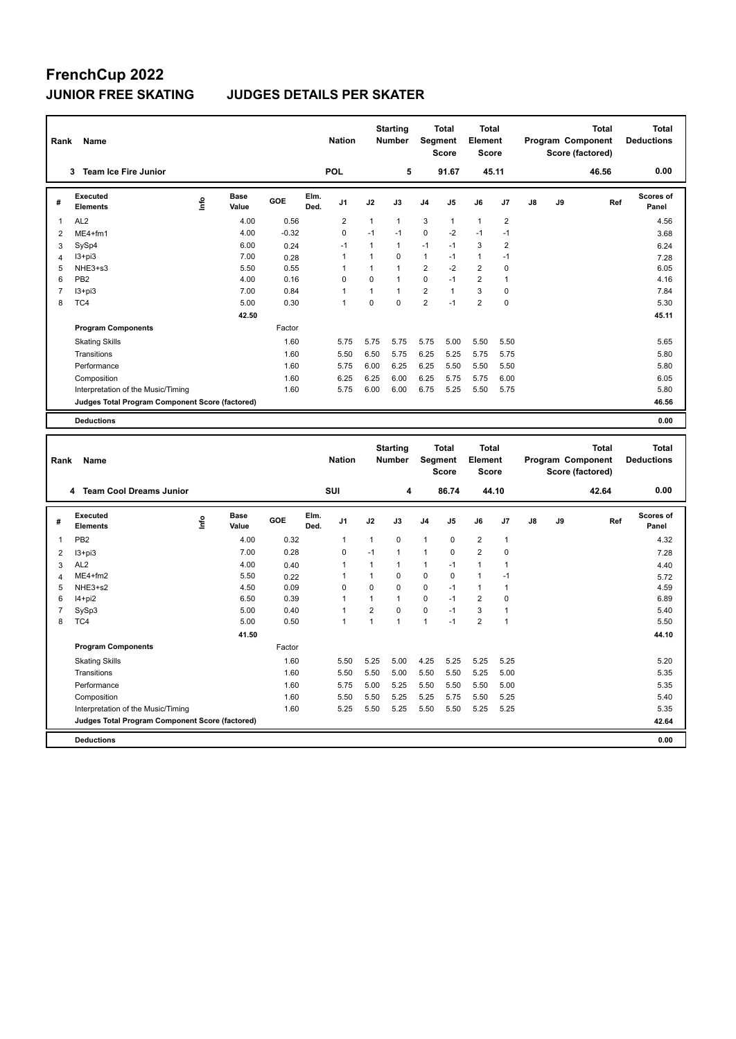# FrenchCup 2022

## JUNIOR FREE SKATING JUDGES DETAILS PER SKATER

| Rank | Name | Nation | Starting Number | Total Segment Score | Total Element Score | Total Program Component Score (factored) | Total Deductions |
|---|---|---|---|---|---|---|---|
| 3 | Team Ice Fire Junior | POL | 5 | 91.67 | 45.11 | 46.56 | 0.00 |

| # | Executed Elements | Info | Base Value | GOE | Elm. Ded. | J1 | J2 | J3 | J4 | J5 | J6 | J7 | J8 | J9 | Ref | Scores of Panel |
|---|---|---|---|---|---|---|---|---|---|---|---|---|---|---|---|---|
| 1 | AL2 | | 4.00 | 0.56 | | 2 | 1 | 1 | 3 | 1 | 1 | 2 | | | | 4.56 |
| 2 | ME4+fm1 | | 4.00 | -0.32 | | 0 | -1 | -1 | 0 | -2 | -1 | -1 | | | | 3.68 |
| 3 | SySp4 | | 6.00 | 0.24 | | -1 | 1 | 1 | -1 | -1 | 3 | 2 | | | | 6.24 |
| 4 | I3+pi3 | | 7.00 | 0.28 | | 1 | 1 | 0 | 1 | -1 | 1 | -1 | | | | 7.28 |
| 5 | NHE3+s3 | | 5.50 | 0.55 | | 1 | 1 | 1 | 2 | -2 | 2 | 0 | | | | 6.05 |
| 6 | PB2 | | 4.00 | 0.16 | | 0 | 0 | 1 | 0 | -1 | 2 | 1 | | | | 4.16 |
| 7 | I3+pi3 | | 7.00 | 0.84 | | 1 | 1 | 1 | 2 | 1 | 3 | 0 | | | | 7.84 |
| 8 | TC4 | | 5.00 | 0.30 | | 1 | 0 | 0 | 2 | -1 | 2 | 0 | | | | 5.30 |
| | | | 42.50 | | | | | | | | | | | | | 45.11 |
| | **Program Components** | | | Factor | | | | | | | | | | | | |
| | Skating Skills | | | 1.60 | | 5.75 | 5.75 | 5.75 | 5.75 | 5.00 | 5.50 | 5.50 | | | | 5.65 |
| | Transitions | | | 1.60 | | 5.50 | 6.50 | 5.75 | 6.25 | 5.25 | 5.75 | 5.75 | | | | 5.80 |
| | Performance | | | 1.60 | | 5.75 | 6.00 | 6.25 | 6.25 | 5.50 | 5.50 | 5.50 | | | | 5.80 |
| | Composition | | | 1.60 | | 6.25 | 6.25 | 6.00 | 6.25 | 5.75 | 5.75 | 6.00 | | | | 6.05 |
| | Interpretation of the Music/Timing | | | 1.60 | | 5.75 | 6.00 | 6.00 | 6.75 | 5.25 | 5.50 | 5.75 | | | | 5.80 |
| | **Judges Total Program Component Score (factored)** | | | | | | | | | | | | | | | 46.56 |
| | **Deductions** | | | | | | | | | | | | | | | 0.00 |

| Rank | Name | Nation | Starting Number | Total Segment Score | Total Element Score | Total Program Component Score (factored) | Total Deductions |
|---|---|---|---|---|---|---|---|
| 4 | Team Cool Dreams Junior | SUI | 4 | 86.74 | 44.10 | 42.64 | 0.00 |

| # | Executed Elements | Info | Base Value | GOE | Elm. Ded. | J1 | J2 | J3 | J4 | J5 | J6 | J7 | J8 | J9 | Ref | Scores of Panel |
|---|---|---|---|---|---|---|---|---|---|---|---|---|---|---|---|---|
| 1 | PB2 | | 4.00 | 0.32 | | 1 | 1 | 0 | 1 | 0 | 2 | 1 | | | | 4.32 |
| 2 | I3+pi3 | | 7.00 | 0.28 | | 0 | -1 | 1 | 1 | 0 | 2 | 0 | | | | 7.28 |
| 3 | AL2 | | 4.00 | 0.40 | | 1 | 1 | 1 | 1 | -1 | 1 | 1 | | | | 4.40 |
| 4 | ME4+fm2 | | 5.50 | 0.22 | | 1 | 1 | 0 | 0 | 0 | 1 | -1 | | | | 5.72 |
| 5 | NHE3+s2 | | 4.50 | 0.09 | | 0 | 0 | 0 | 0 | -1 | 1 | 1 | | | | 4.59 |
| 6 | I4+pi2 | | 6.50 | 0.39 | | 1 | 1 | 1 | 0 | -1 | 2 | 0 | | | | 6.89 |
| 7 | SySp3 | | 5.00 | 0.40 | | 1 | 2 | 0 | 0 | -1 | 3 | 1 | | | | 5.40 |
| 8 | TC4 | | 5.00 | 0.50 | | 1 | 1 | 1 | 1 | -1 | 2 | 1 | | | | 5.50 |
| | | | 41.50 | | | | | | | | | | | | | 44.10 |
| | **Program Components** | | | Factor | | | | | | | | | | | | |
| | Skating Skills | | | 1.60 | | 5.50 | 5.25 | 5.00 | 4.25 | 5.25 | 5.25 | 5.25 | | | | 5.20 |
| | Transitions | | | 1.60 | | 5.50 | 5.50 | 5.00 | 5.50 | 5.50 | 5.25 | 5.00 | | | | 5.35 |
| | Performance | | | 1.60 | | 5.75 | 5.00 | 5.25 | 5.50 | 5.50 | 5.50 | 5.00 | | | | 5.35 |
| | Composition | | | 1.60 | | 5.50 | 5.50 | 5.25 | 5.25 | 5.75 | 5.50 | 5.25 | | | | 5.40 |
| | Interpretation of the Music/Timing | | | 1.60 | | 5.25 | 5.50 | 5.25 | 5.50 | 5.50 | 5.25 | 5.25 | | | | 5.35 |
| | **Judges Total Program Component Score (factored)** | | | | | | | | | | | | | | | 42.64 |
| | **Deductions** | | | | | | | | | | | | | | | 0.00 |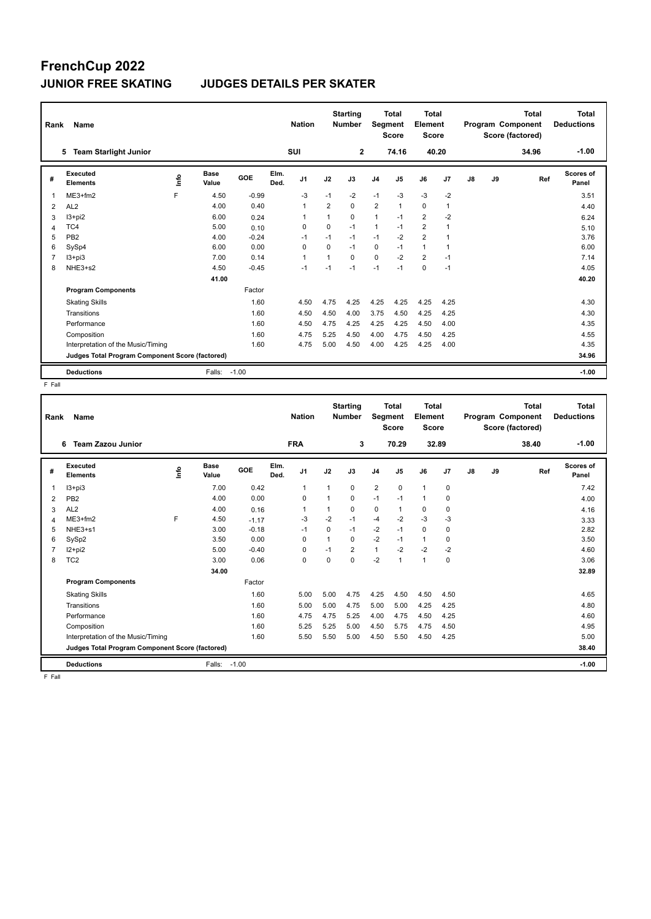# FrenchCup 2022

## JUNIOR FREE SKATING JUDGES DETAILS PER SKATER

| Rank | Name | Nation | Starting Number | Total Segment Score | Total Element Score | Total Program Component Score (factored) | Total Deductions |
|---|---|---|---|---|---|---|---|
| 5 | Team Starlight Junior | SUI | 2 | 74.16 | 40.20 | 34.96 | -1.00 |

| # | Executed Elements | Info | Base Value | GOE | Elm. Ded. | J1 | J2 | J3 | J4 | J5 | J6 | J7 | J8 | J9 | Ref | Scores of Panel |
|---|---|---|---|---|---|---|---|---|---|---|---|---|---|---|---|---|
| 1 | ME3+fm2 | F | 4.50 | -0.99 | | -3 | -1 | -2 | -1 | -3 | -3 | -2 | | | | 3.51 |
| 2 | AL2 | | 4.00 | 0.40 | | 1 | 2 | 0 | 2 | 1 | 0 | 1 | | | | 4.40 |
| 3 | I3+pi2 | | 6.00 | 0.24 | | 1 | 1 | 0 | 1 | -1 | 2 | -2 | | | | 6.24 |
| 4 | TC4 | | 5.00 | 0.10 | | 0 | 0 | -1 | 1 | -1 | 2 | 1 | | | | 5.10 |
| 5 | PB2 | | 4.00 | -0.24 | | -1 | -1 | -1 | -1 | -2 | 2 | 1 | | | | 3.76 |
| 6 | SySp4 | | 6.00 | 0.00 | | 0 | 0 | -1 | 0 | -1 | 1 | 1 | | | | 6.00 |
| 7 | I3+pi3 | | 7.00 | 0.14 | | 1 | 1 | 0 | 0 | -2 | 2 | -1 | | | | 7.14 |
| 8 | NHE3+s2 | | 4.50 | -0.45 | | -1 | -1 | -1 | -1 | -1 | 0 | -1 | | | | 4.05 |
| | | | 41.00 | | | | | | | | | | | | | 40.20 |
| | **Program Components** | | | Factor | | | | | | | | | | | | |
| | Skating Skills | | | 1.60 | | 4.50 | 4.75 | 4.25 | 4.25 | 4.25 | 4.25 | 4.25 | | | | 4.30 |
| | Transitions | | | 1.60 | | 4.50 | 4.50 | 4.00 | 3.75 | 4.50 | 4.25 | 4.25 | | | | 4.30 |
| | Performance | | | 1.60 | | 4.50 | 4.75 | 4.25 | 4.25 | 4.25 | 4.50 | 4.00 | | | | 4.35 |
| | Composition | | | 1.60 | | 4.75 | 5.25 | 4.50 | 4.00 | 4.75 | 4.50 | 4.25 | | | | 4.55 |
| | Interpretation of the Music/Timing | | | 1.60 | | 4.75 | 5.00 | 4.50 | 4.00 | 4.25 | 4.25 | 4.00 | | | | 4.35 |
| | **Judges Total Program Component Score (factored)** | | | | | | | | | | | | | | | 34.96 |
| | **Deductions** | | Falls: | -1.00 | | | | | | | | | | | | -1.00 |

F Fall

| Rank | Name | Nation | Starting Number | Total Segment Score | Total Element Score | Total Program Component Score (factored) | Total Deductions |
|---|---|---|---|---|---|---|---|
| 6 | Team Zazou Junior | FRA | 3 | 70.29 | 32.89 | 38.40 | -1.00 |

| # | Executed Elements | Info | Base Value | GOE | Elm. Ded. | J1 | J2 | J3 | J4 | J5 | J6 | J7 | J8 | J9 | Ref | Scores of Panel |
|---|---|---|---|---|---|---|---|---|---|---|---|---|---|---|---|---|
| 1 | I3+pi3 | | 7.00 | 0.42 | | 1 | 1 | 0 | 2 | 0 | 1 | 0 | | | | 7.42 |
| 2 | PB2 | | 4.00 | 0.00 | | 0 | 1 | 0 | -1 | -1 | 1 | 0 | | | | 4.00 |
| 3 | AL2 | | 4.00 | 0.16 | | 1 | 1 | 0 | 0 | 1 | 0 | 0 | | | | 4.16 |
| 4 | ME3+fm2 | F | 4.50 | -1.17 | | -3 | -2 | -1 | -4 | -2 | -3 | -3 | | | | 3.33 |
| 5 | NHE3+s1 | | 3.00 | -0.18 | | -1 | 0 | -1 | -2 | -1 | 0 | 0 | | | | 2.82 |
| 6 | SySp2 | | 3.50 | 0.00 | | 0 | 1 | 0 | -2 | -1 | 1 | 0 | | | | 3.50 |
| 7 | I2+pi2 | | 5.00 | -0.40 | | 0 | -1 | 2 | 1 | -2 | -2 | -2 | | | | 4.60 |
| 8 | TC2 | | 3.00 | 0.06 | | 0 | 0 | 0 | -2 | 1 | 1 | 0 | | | | 3.06 |
| | | | 34.00 | | | | | | | | | | | | | 32.89 |
| | **Program Components** | | | Factor | | | | | | | | | | | | |
| | Skating Skills | | | 1.60 | | 5.00 | 5.00 | 4.75 | 4.25 | 4.50 | 4.50 | 4.50 | | | | 4.65 |
| | Transitions | | | 1.60 | | 5.00 | 5.00 | 4.75 | 5.00 | 5.00 | 4.25 | 4.25 | | | | 4.80 |
| | Performance | | | 1.60 | | 4.75 | 4.75 | 5.25 | 4.00 | 4.75 | 4.50 | 4.25 | | | | 4.60 |
| | Composition | | | 1.60 | | 5.25 | 5.25 | 5.00 | 4.50 | 5.75 | 4.75 | 4.50 | | | | 4.95 |
| | Interpretation of the Music/Timing | | | 1.60 | | 5.50 | 5.50 | 5.00 | 4.50 | 5.50 | 4.50 | 4.25 | | | | 5.00 |
| | **Judges Total Program Component Score (factored)** | | | | | | | | | | | | | | | 38.40 |
| | **Deductions** | | Falls: | -1.00 | | | | | | | | | | | | -1.00 |

F Fall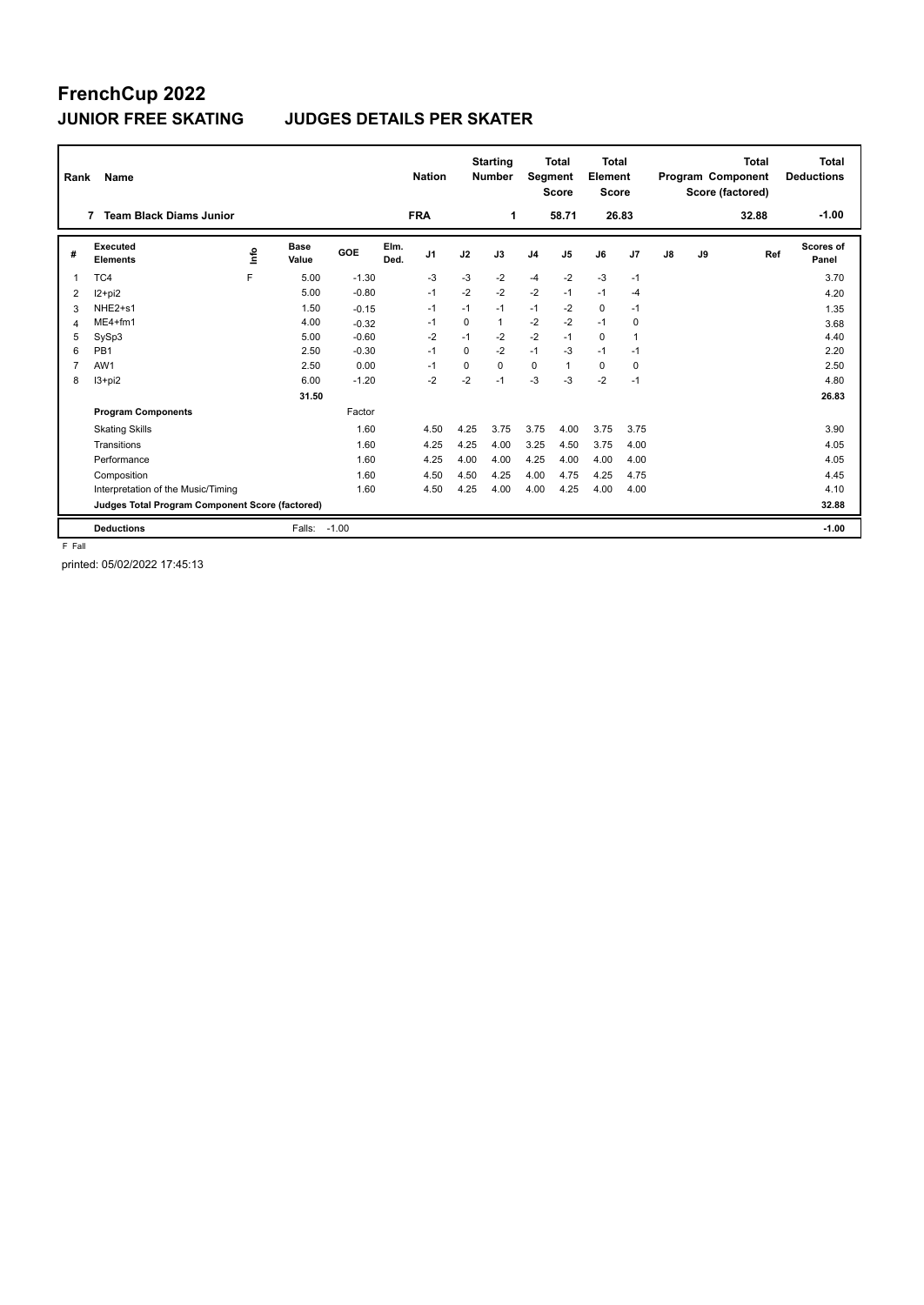# FrenchCup 2022

## JUNIOR FREE SKATING JUDGES DETAILS PER SKATER

| Rank | Name | Nation | Starting Number | Total Segment Score | Total Element Score | Total Program Component Score (factored) | Total Deductions |
|---|---|---|---|---|---|---|---|
| 7 | Team Black Diams Junior | FRA | 1 | 58.71 | 26.83 | 32.88 | -1.00 |

| # | Executed Elements | Info | Base Value | GOE | Elm. Ded. | J1 | J2 | J3 | J4 | J5 | J6 | J7 | J8 | J9 | Ref | Scores of Panel |
|---|---|---|---|---|---|---|---|---|---|---|---|---|---|---|---|---|
| 1 | TC4 | F | 5.00 | -1.30 | | -3 | -3 | -2 | -4 | -2 | -3 | -1 | | | | 3.70 |
| 2 | I2+pi2 | | 5.00 | -0.80 | | -1 | -2 | -2 | -2 | -1 | -1 | -4 | | | | 4.20 |
| 3 | NHE2+s1 | | 1.50 | -0.15 | | -1 | -1 | -1 | -1 | -2 | 0 | -1 | | | | 1.35 |
| 4 | ME4+fm1 | | 4.00 | -0.32 | | -1 | 0 | 1 | -2 | -2 | -1 | 0 | | | | 3.68 |
| 5 | SySp3 | | 5.00 | -0.60 | | -2 | -1 | -2 | -2 | -1 | 0 | 1 | | | | 4.40 |
| 6 | PB1 | | 2.50 | -0.30 | | -1 | 0 | -2 | -1 | -3 | -1 | -1 | | | | 2.20 |
| 7 | AW1 | | 2.50 | 0.00 | | -1 | 0 | 0 | 0 | 1 | 0 | 0 | | | | 2.50 |
| 8 | I3+pi2 | | 6.00 | -1.20 | | -2 | -2 | -1 | -3 | -3 | -2 | -1 | | | | 4.80 |
| | | | 31.50 | | | | | | | | | | | | | 26.83 |
| | **Program Components** | | | Factor | | | | | | | | | | | | |
| | Skating Skills | | | 1.60 | | 4.50 | 4.25 | 3.75 | 3.75 | 4.00 | 3.75 | 3.75 | | | | 3.90 |
| | Transitions | | | 1.60 | | 4.25 | 4.25 | 4.00 | 3.25 | 4.50 | 3.75 | 4.00 | | | | 4.05 |
| | Performance | | | 1.60 | | 4.25 | 4.00 | 4.00 | 4.25 | 4.00 | 4.00 | 4.00 | | | | 4.05 |
| | Composition | | | 1.60 | | 4.50 | 4.50 | 4.25 | 4.00 | 4.75 | 4.25 | 4.75 | | | | 4.45 |
| | Interpretation of the Music/Timing | | | 1.60 | | 4.50 | 4.25 | 4.00 | 4.00 | 4.25 | 4.00 | 4.00 | | | | 4.10 |
| | **Judges Total Program Component Score (factored)** | | | | | | | | | | | | | | | 32.88 |
| | **Deductions** | | Falls: | -1.00 | | | | | | | | | | | | -1.00 |

F Fall

printed: 05/02/2022 17:45:13